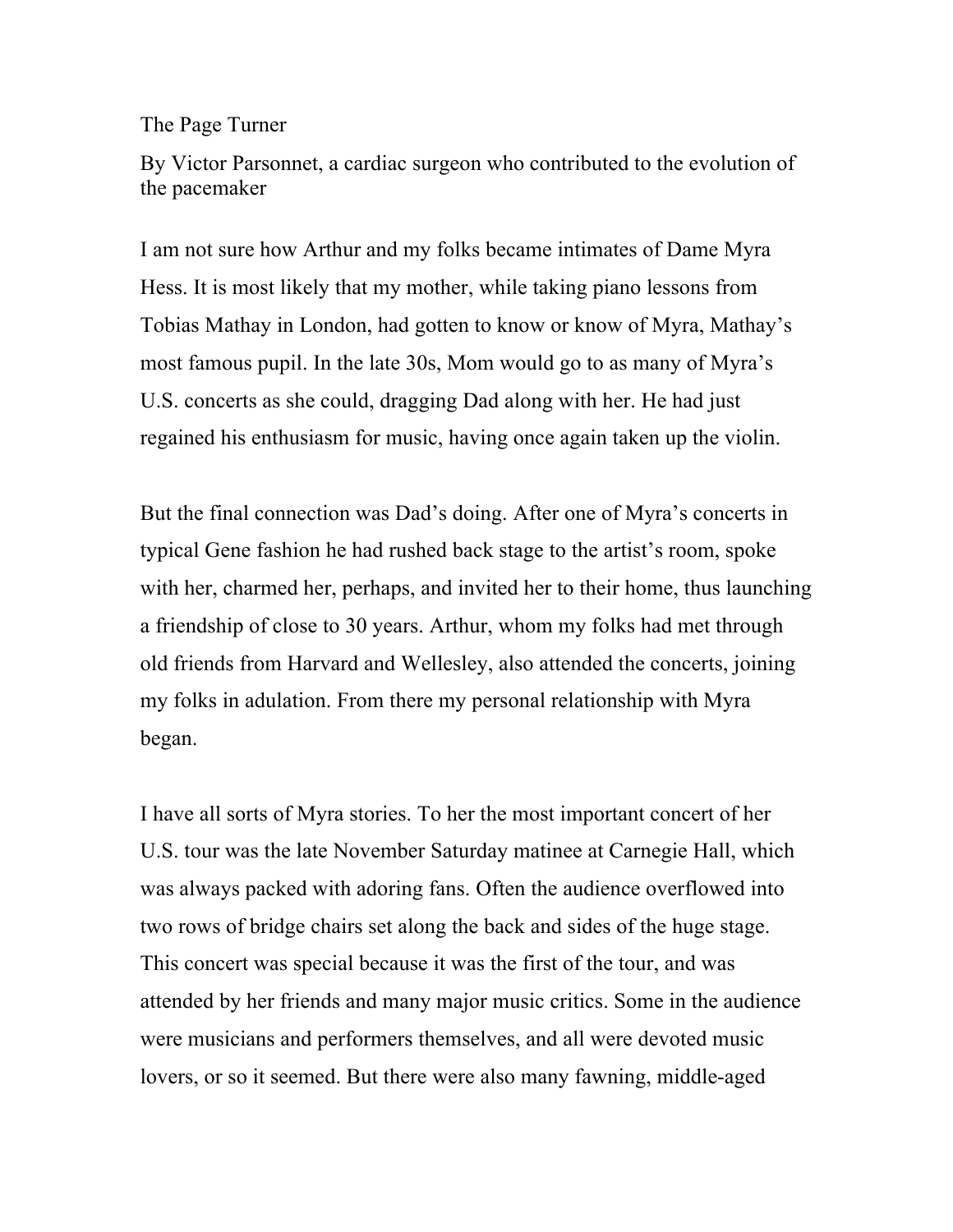# The Page Turner

By Victor Parsonnet, a cardiac surgeon who contributed to the evolution of the pacemaker

I am not sure how Arthur and my folks became intimates of Dame Myra Hess. It is most likely that my mother, while taking piano lessons from Tobias Mathay in London, had gotten to know or know of Myra, Mathay's most famous pupil. In the late 30s, Mom would go to as many of Myra's U.S. concerts as she could, dragging Dad along with her. He had just regained his enthusiasm for music, having once again taken up the violin.

But the final connection was Dad's doing. After one of Myra's concerts in typical Gene fashion he had rushed back stage to the artist's room, spoke with her, charmed her, perhaps, and invited her to their home, thus launching a friendship of close to 30 years. Arthur, whom my folks had met through old friends from Harvard and Wellesley, also attended the concerts, joining my folks in adulation. From there my personal relationship with Myra began.

I have all sorts of Myra stories. To her the most important concert of her U.S. tour was the late November Saturday matinee at Carnegie Hall, which was always packed with adoring fans. Often the audience overflowed into two rows of bridge chairs set along the back and sides of the huge stage. This concert was special because it was the first of the tour, and was attended by her friends and many major music critics. Some in the audience were musicians and performers themselves, and all were devoted music lovers, or so it seemed. But there were also many fawning, middle-aged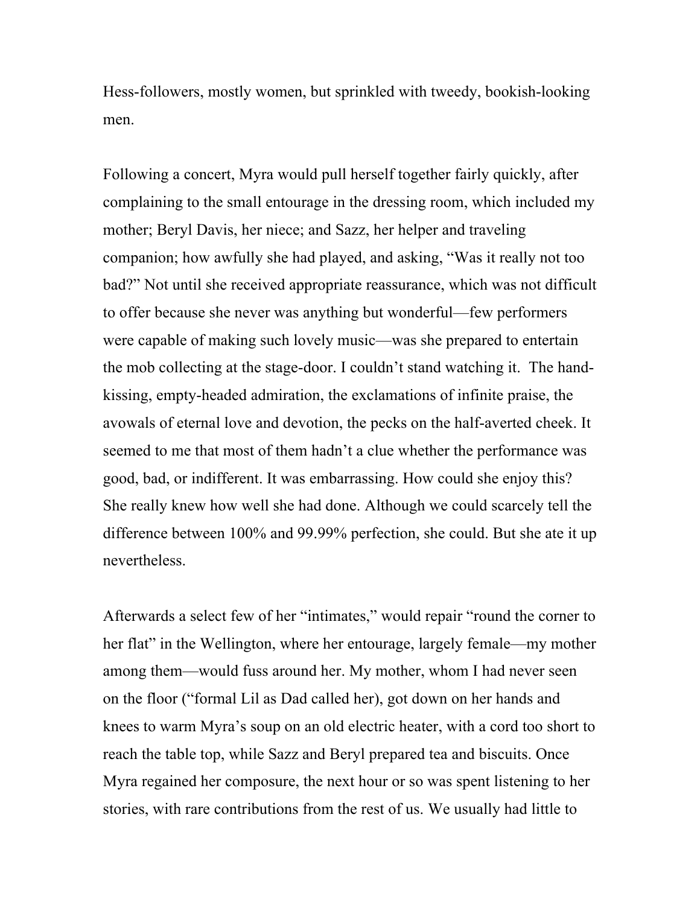Hess-followers, mostly women, but sprinkled with tweedy, bookish-looking men.

Following a concert, Myra would pull herself together fairly quickly, after complaining to the small entourage in the dressing room, which included my mother; Beryl Davis, her niece; and Sazz, her helper and traveling companion; how awfully she had played, and asking, "Was it really not too bad?" Not until she received appropriate reassurance, which was not difficult to offer because she never was anything but wonderful—few performers were capable of making such lovely music—was she prepared to entertain the mob collecting at the stage-door. I couldn't stand watching it. The hand-kissing, empty-headed admiration, the exclamations of infinite praise, the avowals of eternal love and devotion, the pecks on the half-averted cheek. It seemed to me that most of them hadn't a clue whether the performance was good, bad, or indifferent. It was embarrassing. How could she enjoy this? She really knew how well she had done. Although we could scarcely tell the difference between 100% and 99.99% perfection, she could. But she ate it up nevertheless.

Afterwards a select few of her "intimates," would repair "round the corner to her flat" in the Wellington, where her entourage, largely female—my mother among them—would fuss around her. My mother, whom I had never seen on the floor ("formal Lil as Dad called her), got down on her hands and knees to warm Myra's soup on an old electric heater, with a cord too short to reach the table top, while Sazz and Beryl prepared tea and biscuits. Once Myra regained her composure, the next hour or so was spent listening to her stories, with rare contributions from the rest of us. We usually had little to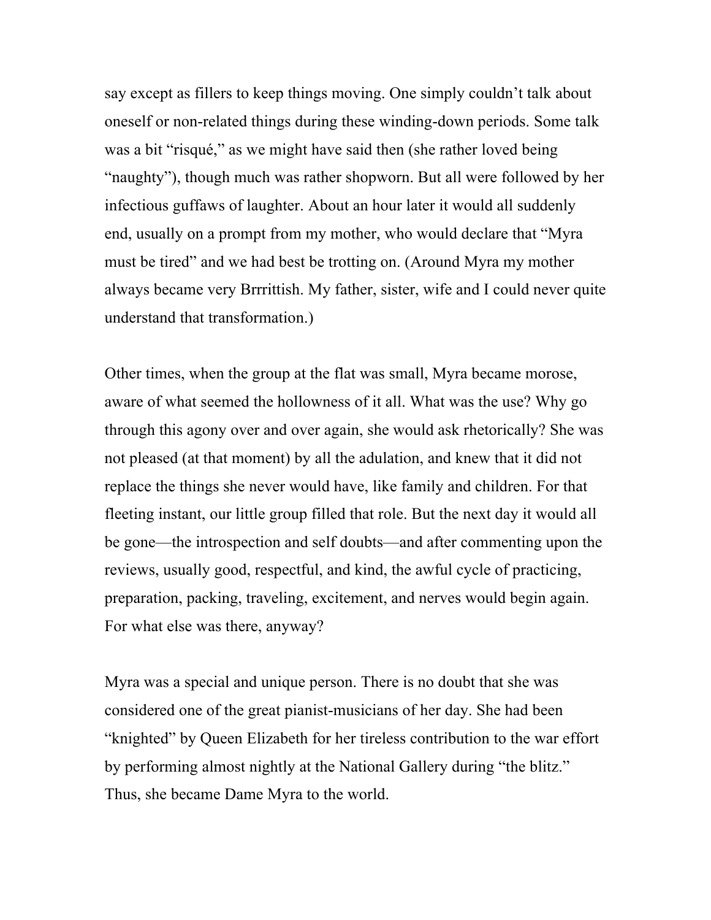say except as fillers to keep things moving. One simply couldn't talk about oneself or non-related things during these winding-down periods. Some talk was a bit "risqué," as we might have said then (she rather loved being "naughty"), though much was rather shopworn. But all were followed by her infectious guffaws of laughter. About an hour later it would all suddenly end, usually on a prompt from my mother, who would declare that "Myra must be tired" and we had best be trotting on. (Around Myra my mother always became very Brrrittish. My father, sister, wife and I could never quite understand that transformation.)

Other times, when the group at the flat was small, Myra became morose, aware of what seemed the hollowness of it all. What was the use? Why go through this agony over and over again, she would ask rhetorically? She was not pleased (at that moment) by all the adulation, and knew that it did not replace the things she never would have, like family and children. For that fleeting instant, our little group filled that role. But the next day it would all be gone—the introspection and self doubts—and after commenting upon the reviews, usually good, respectful, and kind, the awful cycle of practicing, preparation, packing, traveling, excitement, and nerves would begin again. For what else was there, anyway?

Myra was a special and unique person. There is no doubt that she was considered one of the great pianist-musicians of her day. She had been "knighted" by Queen Elizabeth for her tireless contribution to the war effort by performing almost nightly at the National Gallery during "the blitz." Thus, she became Dame Myra to the world.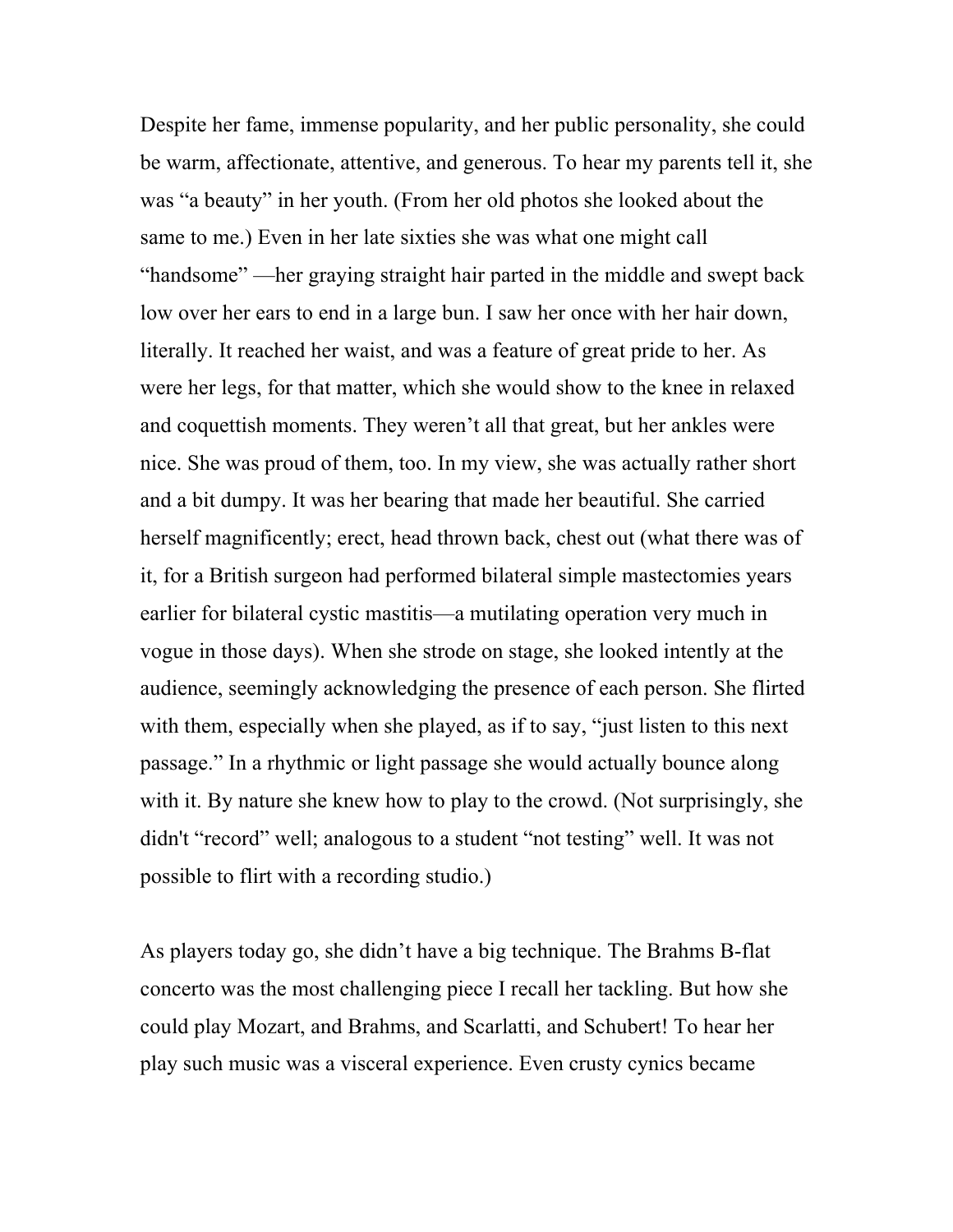Despite her fame, immense popularity, and her public personality, she could be warm, affectionate, attentive, and generous. To hear my parents tell it, she was "a beauty" in her youth. (From her old photos she looked about the same to me.) Even in her late sixties she was what one might call "handsome" —her graying straight hair parted in the middle and swept back low over her ears to end in a large bun. I saw her once with her hair down, literally. It reached her waist, and was a feature of great pride to her. As were her legs, for that matter, which she would show to the knee in relaxed and coquettish moments. They weren't all that great, but her ankles were nice. She was proud of them, too. In my view, she was actually rather short and a bit dumpy. It was her bearing that made her beautiful. She carried herself magnificently; erect, head thrown back, chest out (what there was of it, for a British surgeon had performed bilateral simple mastectomies years earlier for bilateral cystic mastitis—a mutilating operation very much in vogue in those days). When she strode on stage, she looked intently at the audience, seemingly acknowledging the presence of each person. She flirted with them, especially when she played, as if to say, "just listen to this next passage." In a rhythmic or light passage she would actually bounce along with it. By nature she knew how to play to the crowd. (Not surprisingly, she didn't "record" well; analogous to a student "not testing" well. It was not possible to flirt with a recording studio.)

As players today go, she didn't have a big technique. The Brahms B-flat concerto was the most challenging piece I recall her tackling. But how she could play Mozart, and Brahms, and Scarlatti, and Schubert! To hear her play such music was a visceral experience. Even crusty cynics became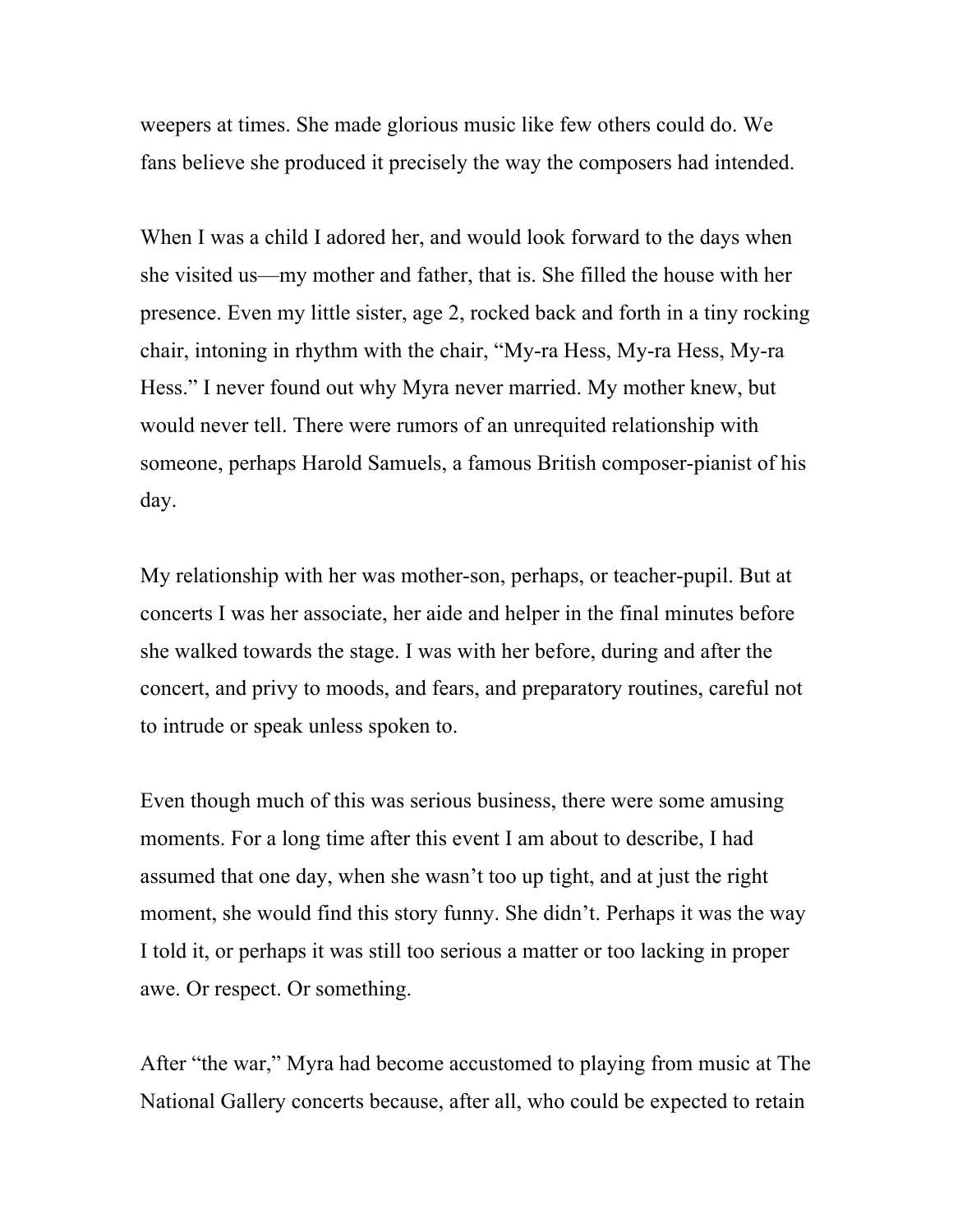weepers at times. She made glorious music like few others could do. We fans believe she produced it precisely the way the composers had intended.

When I was a child I adored her, and would look forward to the days when she visited us—my mother and father, that is. She filled the house with her presence. Even my little sister, age 2, rocked back and forth in a tiny rocking chair, intoning in rhythm with the chair, "My-ra Hess, My-ra Hess, My-ra Hess." I never found out why Myra never married. My mother knew, but would never tell. There were rumors of an unrequited relationship with someone, perhaps Harold Samuels, a famous British composer-pianist of his day.

My relationship with her was mother-son, perhaps, or teacher-pupil. But at concerts I was her associate, her aide and helper in the final minutes before she walked towards the stage. I was with her before, during and after the concert, and privy to moods, and fears, and preparatory routines, careful not to intrude or speak unless spoken to.

Even though much of this was serious business, there were some amusing moments. For a long time after this event I am about to describe, I had assumed that one day, when she wasn't too up tight, and at just the right moment, she would find this story funny. She didn't. Perhaps it was the way I told it, or perhaps it was still too serious a matter or too lacking in proper awe. Or respect. Or something.

After "the war," Myra had become accustomed to playing from music at The National Gallery concerts because, after all, who could be expected to retain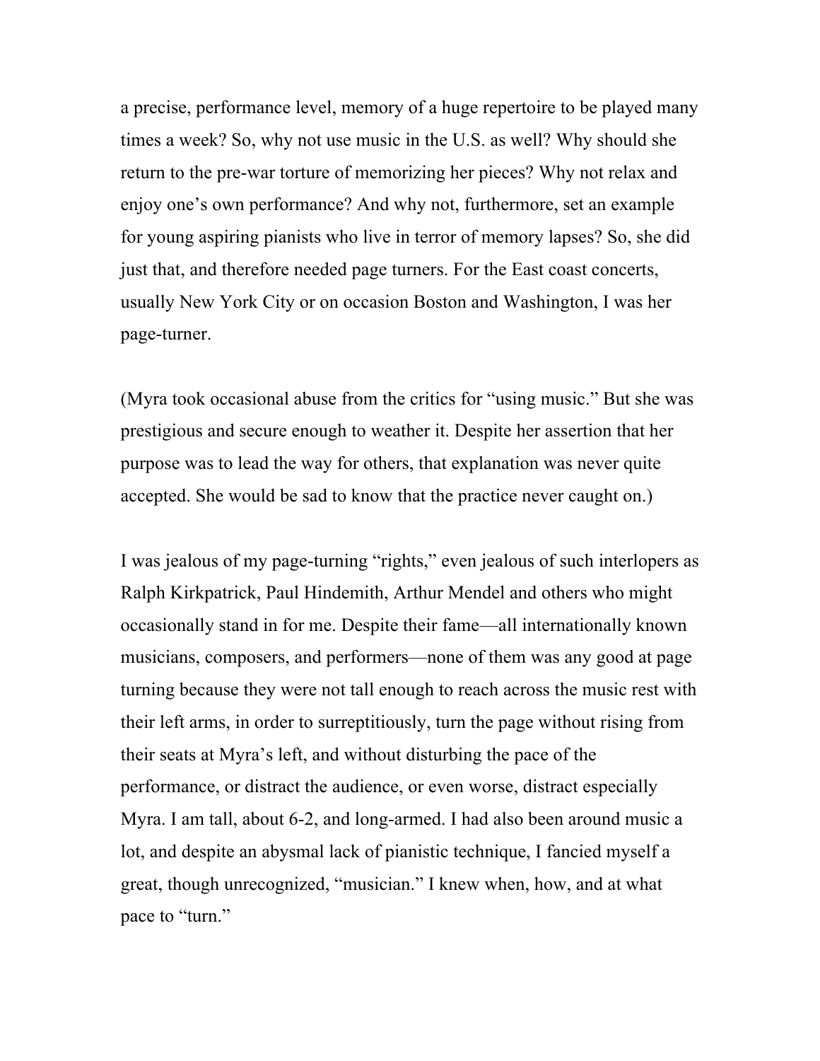a precise, performance level, memory of a huge repertoire to be played many times a week? So, why not use music in the U.S. as well? Why should she return to the pre-war torture of memorizing her pieces? Why not relax and enjoy one's own performance? And why not, furthermore, set an example for young aspiring pianists who live in terror of memory lapses? So, she did just that, and therefore needed page turners. For the East coast concerts, usually New York City or on occasion Boston and Washington, I was her page-turner.

(Myra took occasional abuse from the critics for "using music." But she was prestigious and secure enough to weather it. Despite her assertion that her purpose was to lead the way for others, that explanation was never quite accepted. She would be sad to know that the practice never caught on.)

I was jealous of my page-turning "rights," even jealous of such interlopers as Ralph Kirkpatrick, Paul Hindemith, Arthur Mendel and others who might occasionally stand in for me. Despite their fame—all internationally known musicians, composers, and performers—none of them was any good at page turning because they were not tall enough to reach across the music rest with their left arms, in order to surreptitiously, turn the page without rising from their seats at Myra's left, and without disturbing the pace of the performance, or distract the audience, or even worse, distract especially Myra. I am tall, about 6-2, and long-armed. I had also been around music a lot, and despite an abysmal lack of pianistic technique, I fancied myself a great, though unrecognized, "musician." I knew when, how, and at what pace to "turn."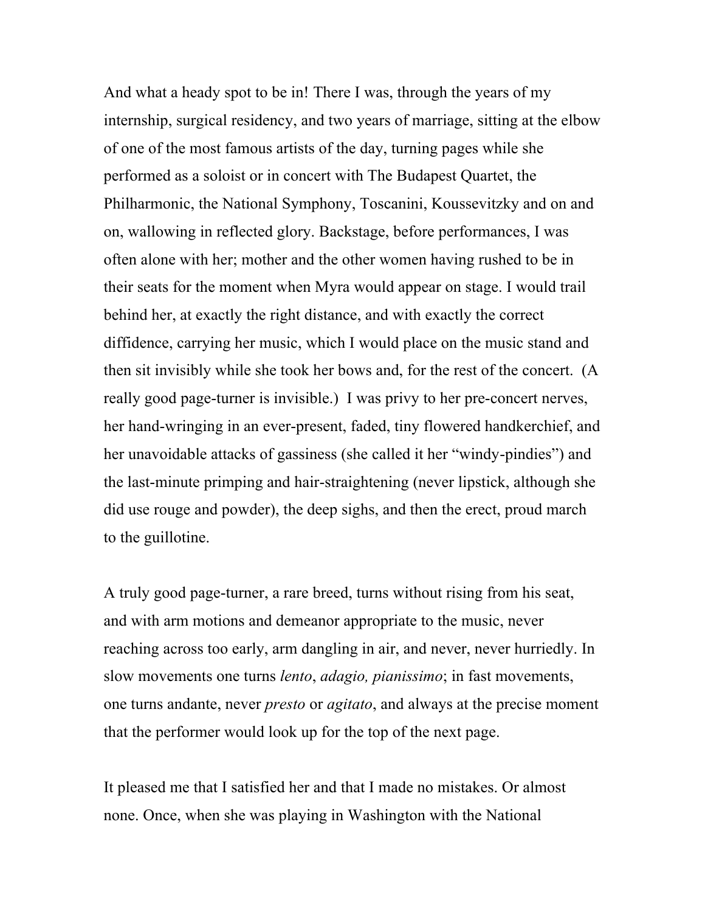And what a heady spot to be in! There I was, through the years of my internship, surgical residency, and two years of marriage, sitting at the elbow of one of the most famous artists of the day, turning pages while she performed as a soloist or in concert with The Budapest Quartet, the Philharmonic, the National Symphony, Toscanini, Koussevitzky and on and on, wallowing in reflected glory. Backstage, before performances, I was often alone with her; mother and the other women having rushed to be in their seats for the moment when Myra would appear on stage. I would trail behind her, at exactly the right distance, and with exactly the correct diffidence, carrying her music, which I would place on the music stand and then sit invisibly while she took her bows and, for the rest of the concert. (A really good page-turner is invisible.) I was privy to her pre-concert nerves, her hand-wringing in an ever-present, faded, tiny flowered handkerchief, and her unavoidable attacks of gassiness (she called it her "windy-pindies") and the last-minute primping and hair-straightening (never lipstick, although she did use rouge and powder), the deep sighs, and then the erect, proud march to the guillotine.

A truly good page-turner, a rare breed, turns without rising from his seat, and with arm motions and demeanor appropriate to the music, never reaching across too early, arm dangling in air, and never, never hurriedly. In slow movements one turns *lento*, *adagio, pianissimo*; in fast movements, one turns andante, never *presto* or *agitato*, and always at the precise moment that the performer would look up for the top of the next page.

It pleased me that I satisfied her and that I made no mistakes. Or almost none. Once, when she was playing in Washington with the National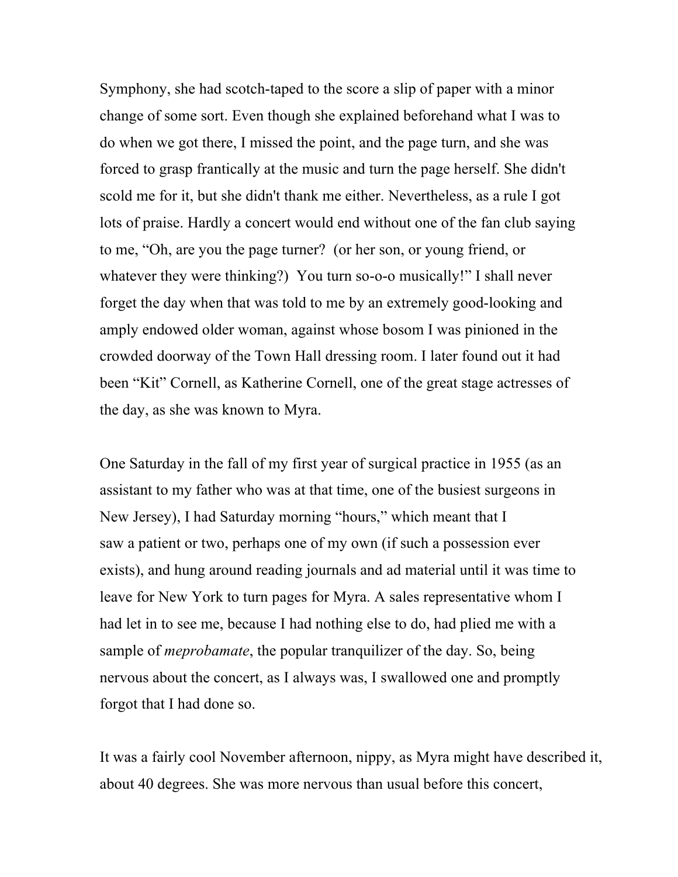Symphony, she had scotch-taped to the score a slip of paper with a minor change of some sort. Even though she explained beforehand what I was to do when we got there, I missed the point, and the page turn, and she was forced to grasp frantically at the music and turn the page herself. She didn't scold me for it, but she didn't thank me either. Nevertheless, as a rule I got lots of praise. Hardly a concert would end without one of the fan club saying to me, "Oh, are you the page turner? (or her son, or young friend, or whatever they were thinking?) You turn so-o-o musically!" I shall never forget the day when that was told to me by an extremely good-looking and amply endowed older woman, against whose bosom I was pinioned in the crowded doorway of the Town Hall dressing room. I later found out it had been "Kit" Cornell, as Katherine Cornell, one of the great stage actresses of the day, as she was known to Myra.

One Saturday in the fall of my first year of surgical practice in 1955 (as an assistant to my father who was at that time, one of the busiest surgeons in New Jersey), I had Saturday morning "hours," which meant that I saw a patient or two, perhaps one of my own (if such a possession ever exists), and hung around reading journals and ad material until it was time to leave for New York to turn pages for Myra. A sales representative whom I had let in to see me, because I had nothing else to do, had plied me with a sample of *meprobamate*, the popular tranquilizer of the day. So, being nervous about the concert, as I always was, I swallowed one and promptly forgot that I had done so.

It was a fairly cool November afternoon, nippy, as Myra might have described it, about 40 degrees. She was more nervous than usual before this concert,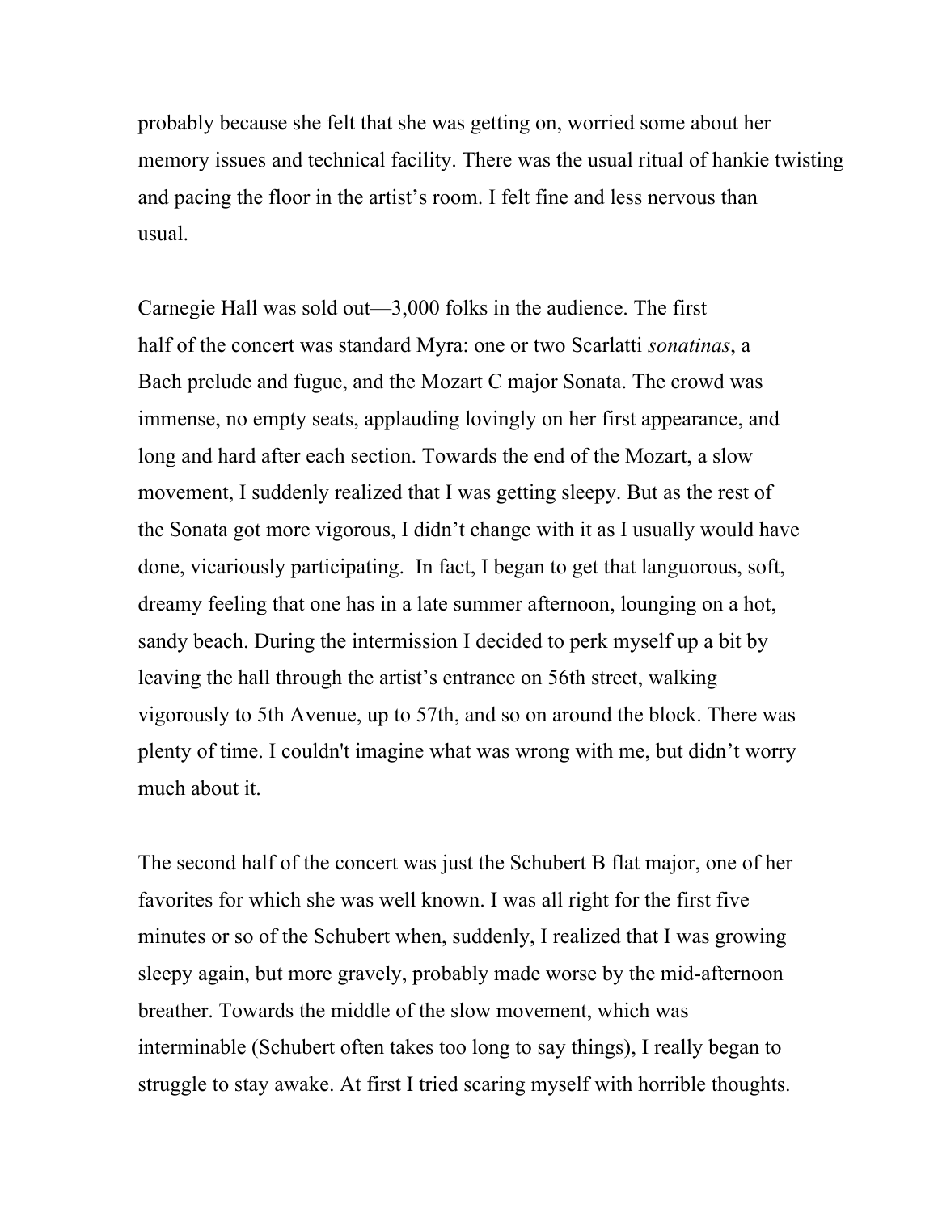probably because she felt that she was getting on, worried some about her memory issues and technical facility. There was the usual ritual of hankie twisting and pacing the floor in the artist's room. I felt fine and less nervous than usual.

Carnegie Hall was sold out—3,000 folks in the audience. The first half of the concert was standard Myra: one or two Scarlatti *sonatinas*, a Bach prelude and fugue, and the Mozart C major Sonata. The crowd was immense, no empty seats, applauding lovingly on her first appearance, and long and hard after each section. Towards the end of the Mozart, a slow movement, I suddenly realized that I was getting sleepy. But as the rest of the Sonata got more vigorous, I didn't change with it as I usually would have done, vicariously participating.  In fact, I began to get that languorous, soft, dreamy feeling that one has in a late summer afternoon, lounging on a hot, sandy beach. During the intermission I decided to perk myself up a bit by leaving the hall through the artist's entrance on 56th street, walking vigorously to 5th Avenue, up to 57th, and so on around the block. There was plenty of time. I couldn't imagine what was wrong with me, but didn't worry much about it.

The second half of the concert was just the Schubert B flat major, one of her favorites for which she was well known. I was all right for the first five minutes or so of the Schubert when, suddenly, I realized that I was growing sleepy again, but more gravely, probably made worse by the mid-afternoon breather. Towards the middle of the slow movement, which was interminable (Schubert often takes too long to say things), I really began to struggle to stay awake. At first I tried scaring myself with horrible thoughts.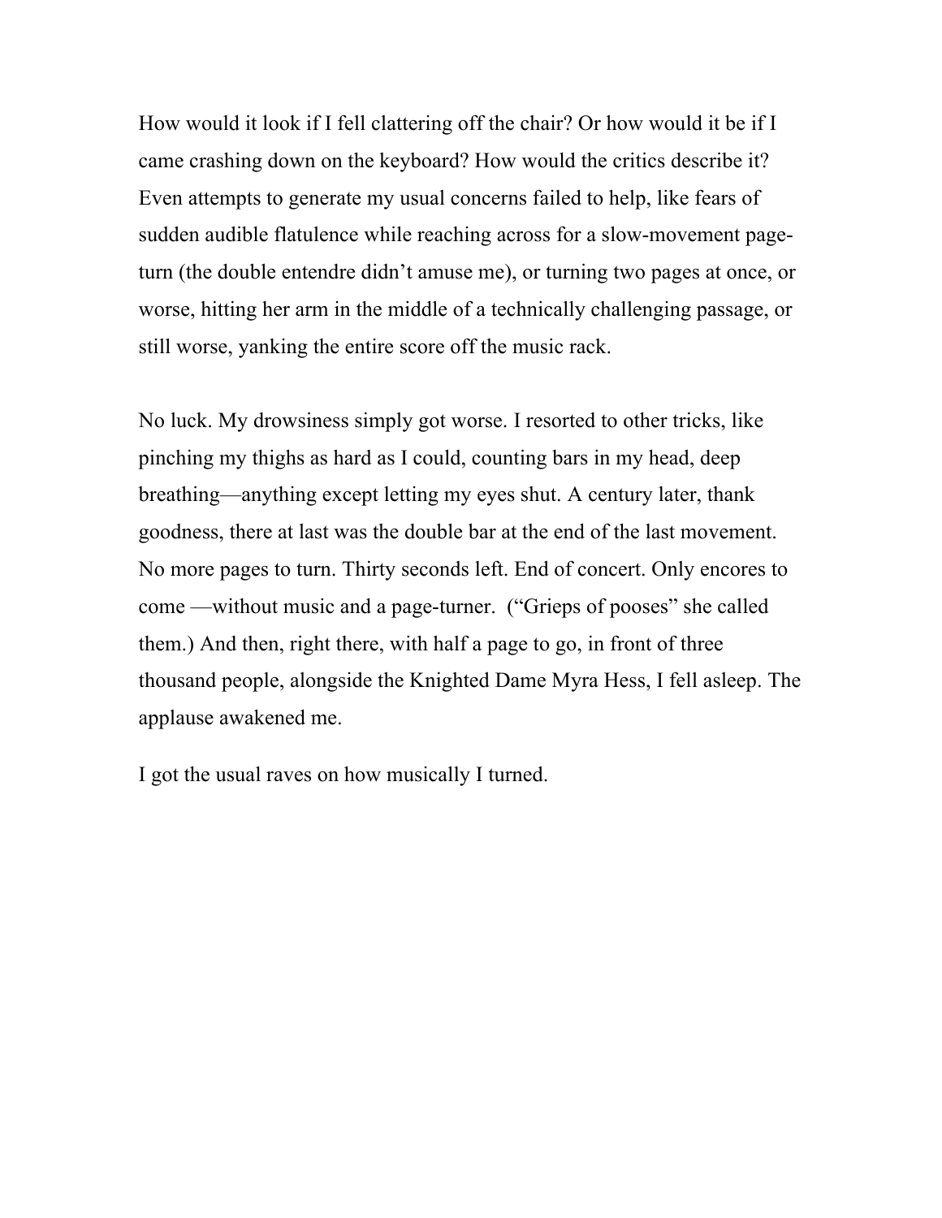How would it look if I fell clattering off the chair? Or how would it be if I came crashing down on the keyboard? How would the critics describe it? Even attempts to generate my usual concerns failed to help, like fears of sudden audible flatulence while reaching across for a slow-movement page-turn (the double entendre didn't amuse me), or turning two pages at once, or worse, hitting her arm in the middle of a technically challenging passage, or still worse, yanking the entire score off the music rack.

No luck. My drowsiness simply got worse. I resorted to other tricks, like pinching my thighs as hard as I could, counting bars in my head, deep breathing—anything except letting my eyes shut. A century later, thank goodness, there at last was the double bar at the end of the last movement. No more pages to turn. Thirty seconds left. End of concert. Only encores to come —without music and a page-turner. ("Grieps of pooses" she called them.) And then, right there, with half a page to go, in front of three thousand people, alongside the Knighted Dame Myra Hess, I fell asleep. The applause awakened me.

I got the usual raves on how musically I turned.